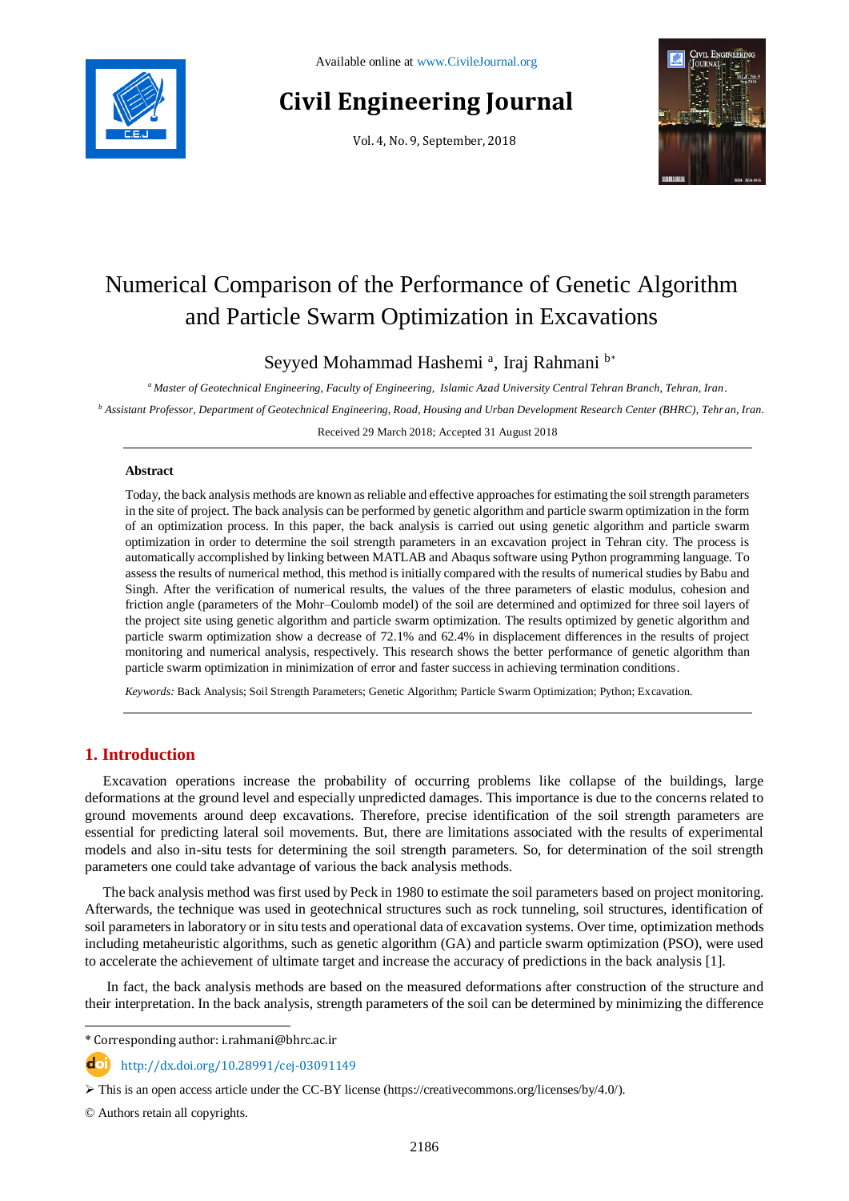Available online at www.CivileJournal.org

# Civil Engineering Journal

Vol. 4, No. 9, September, 2018

# Numerical Comparison of the Performance of Genetic Algorithm and Particle Swarm Optimization in Excavations

Seyyed Mohammad Hashemi [a], Iraj Rahmani [b*]

[a] *Master of Geotechnical Engineering, Faculty of Engineering, Islamic Azad University Central Tehran Branch, Tehran, Iran.*

[b] *Assistant Professor, Department of Geotechnical Engineering, Road, Housing and Urban Development Research Center (BHRC), Tehran, Iran.*

Received 29 March 2018; Accepted 31 August 2018

---

**Abstract**

Today, the back analysis methods are known as reliable and effective approaches for estimating the soil strength parameters in the site of project. The back analysis can be performed by genetic algorithm and particle swarm optimization in the form of an optimization process. In this paper, the back analysis is carried out using genetic algorithm and particle swarm optimization in order to determine the soil strength parameters in an excavation project in Tehran city. The process is automatically accomplished by linking between MATLAB and Abaqus software using Python programming language. To assess the results of numerical method, this method is initially compared with the results of numerical studies by Babu and Singh. After the verification of numerical results, the values of the three parameters of elastic modulus, cohesion and friction angle (parameters of the Mohr–Coulomb model) of the soil are determined and optimized for three soil layers of the project site using genetic algorithm and particle swarm optimization. The results optimized by genetic algorithm and particle swarm optimization show a decrease of 72.1% and 62.4% in displacement differences in the results of project monitoring and numerical analysis, respectively. This research shows the better performance of genetic algorithm than particle swarm optimization in minimization of error and faster success in achieving termination conditions.

*Keywords:* Back Analysis; Soil Strength Parameters; Genetic Algorithm; Particle Swarm Optimization; Python; Excavation.

---

## 1. Introduction

Excavation operations increase the probability of occurring problems like collapse of the buildings, large deformations at the ground level and especially unpredicted damages. This importance is due to the concerns related to ground movements around deep excavations. Therefore, precise identification of the soil strength parameters are essential for predicting lateral soil movements. But, there are limitations associated with the results of experimental models and also in-situ tests for determining the soil strength parameters. So, for determination of the soil strength parameters one could take advantage of various the back analysis methods.

The back analysis method was first used by Peck in 1980 to estimate the soil parameters based on project monitoring. Afterwards, the technique was used in geotechnical structures such as rock tunneling, soil structures, identification of soil parameters in laboratory or in situ tests and operational data of excavation systems. Over time, optimization methods including metaheuristic algorithms, such as genetic algorithm (GA) and particle swarm optimization (PSO), were used to accelerate the achievement of ultimate target and increase the accuracy of predictions in the back analysis [1].

In fact, the back analysis methods are based on the measured deformations after construction of the structure and their interpretation. In the back analysis, strength parameters of the soil can be determined by minimizing the difference

---

* Corresponding author: i.rahmani@bhrc.ac.ir

http://dx.doi.org/10.28991/cej-03091149

➢ This is an open access article under the CC-BY license (https://creativecommons.org/licenses/by/4.0/).

© Authors retain all copyrights.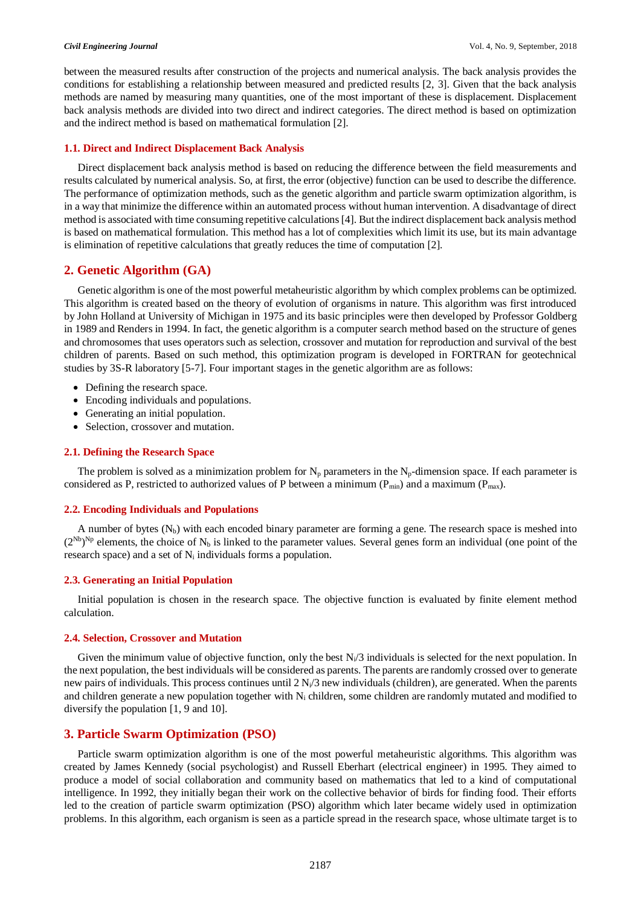between the measured results after construction of the projects and numerical analysis. The back analysis provides the conditions for establishing a relationship between measured and predicted results [2, 3]. Given that the back analysis methods are named by measuring many quantities, one of the most important of these is displacement. Displacement back analysis methods are divided into two direct and indirect categories. The direct method is based on optimization and the indirect method is based on mathematical formulation [2].

### 1.1. Direct and Indirect Displacement Back Analysis

Direct displacement back analysis method is based on reducing the difference between the field measurements and results calculated by numerical analysis. So, at first, the error (objective) function can be used to describe the difference. The performance of optimization methods, such as the genetic algorithm and particle swarm optimization algorithm, is in a way that minimize the difference within an automated process without human intervention. A disadvantage of direct method is associated with time consuming repetitive calculations [4]. But the indirect displacement back analysis method is based on mathematical formulation. This method has a lot of complexities which limit its use, but its main advantage is elimination of repetitive calculations that greatly reduces the time of computation [2].

## 2. Genetic Algorithm (GA)

Genetic algorithm is one of the most powerful metaheuristic algorithm by which complex problems can be optimized. This algorithm is created based on the theory of evolution of organisms in nature. This algorithm was first introduced by John Holland at University of Michigan in 1975 and its basic principles were then developed by Professor Goldberg in 1989 and Renders in 1994. In fact, the genetic algorithm is a computer search method based on the structure of genes and chromosomes that uses operators such as selection, crossover and mutation for reproduction and survival of the best children of parents. Based on such method, this optimization program is developed in FORTRAN for geotechnical studies by 3S-R laboratory [5-7]. Four important stages in the genetic algorithm are as follows:

- Defining the research space.
- Encoding individuals and populations.
- Generating an initial population.
- Selection, crossover and mutation.

### 2.1. Defining the Research Space

The problem is solved as a minimization problem for $N_p$ parameters in the $N_p$-dimension space. If each parameter is considered as P, restricted to authorized values of P between a minimum ($P_{min}$) and a maximum ($P_{max}$).

### 2.2. Encoding Individuals and Populations

A number of bytes ($N_b$) with each encoded binary parameter are forming a gene. The research space is meshed into $(2^{Nb})^{Np}$ elements, the choice of $N_b$ is linked to the parameter values. Several genes form an individual (one point of the research space) and a set of $N_i$ individuals forms a population.

### 2.3. Generating an Initial Population

Initial population is chosen in the research space. The objective function is evaluated by finite element method calculation.

### 2.4. Selection, Crossover and Mutation

Given the minimum value of objective function, only the best $N_i/3$ individuals is selected for the next population. In the next population, the best individuals will be considered as parents. The parents are randomly crossed over to generate new pairs of individuals. This process continues until $2\,N_i/3$ new individuals (children), are generated. When the parents and children generate a new population together with $N_i$ children, some children are randomly mutated and modified to diversify the population [1, 9 and 10].

## 3. Particle Swarm Optimization (PSO)

Particle swarm optimization algorithm is one of the most powerful metaheuristic algorithms. This algorithm was created by James Kennedy (social psychologist) and Russell Eberhart (electrical engineer) in 1995. They aimed to produce a model of social collaboration and community based on mathematics that led to a kind of computational intelligence. In 1992, they initially began their work on the collective behavior of birds for finding food. Their efforts led to the creation of particle swarm optimization (PSO) algorithm which later became widely used in optimization problems. In this algorithm, each organism is seen as a particle spread in the research space, whose ultimate target is to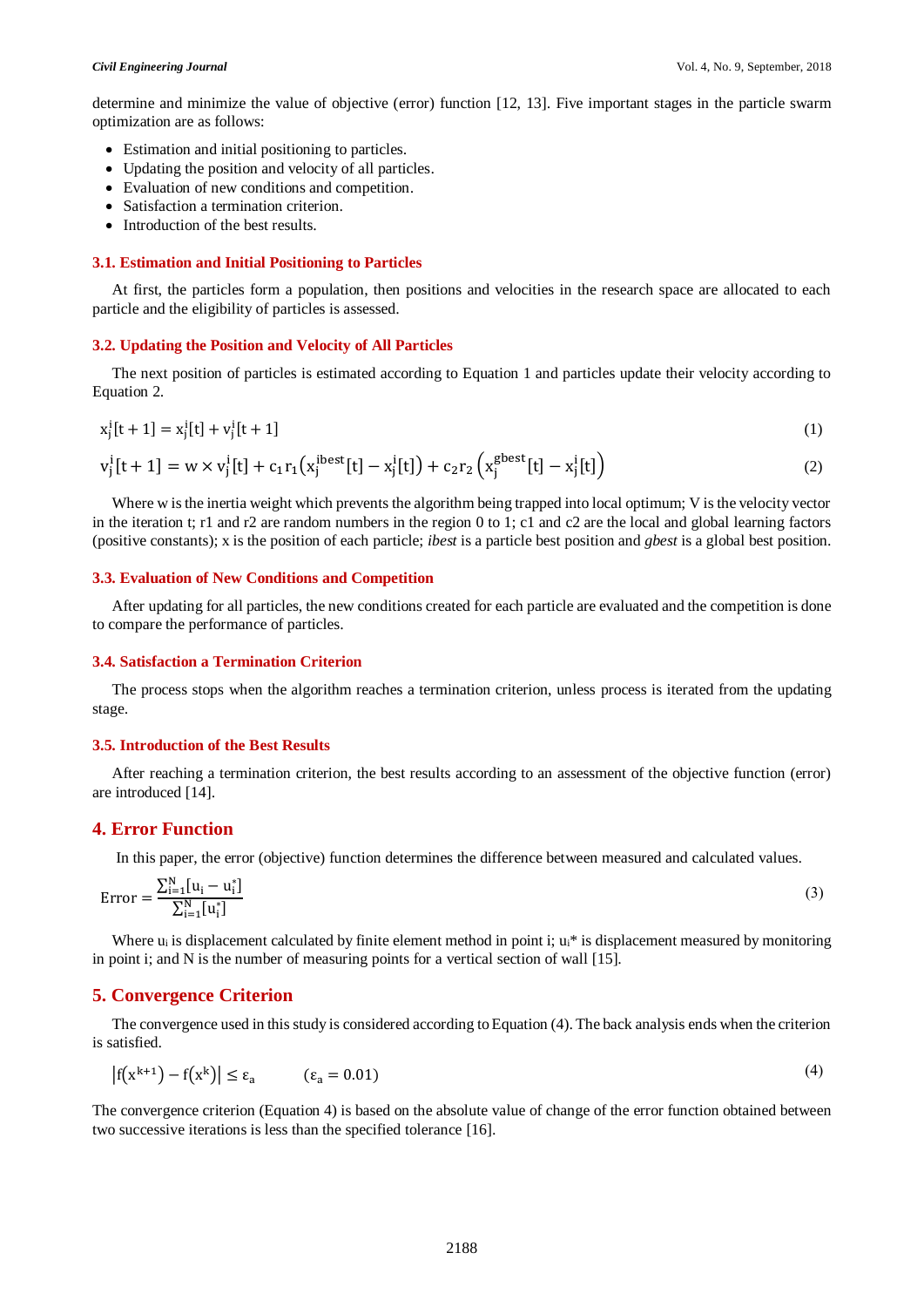determine and minimize the value of objective (error) function [12, 13]. Five important stages in the particle swarm optimization are as follows:

- Estimation and initial positioning to particles.
- Updating the position and velocity of all particles.
- Evaluation of new conditions and competition.
- Satisfaction a termination criterion.
- Introduction of the best results.

### 3.1. Estimation and Initial Positioning to Particles

At first, the particles form a population, then positions and velocities in the research space are allocated to each particle and the eligibility of particles is assessed.

### 3.2. Updating the Position and Velocity of All Particles

The next position of particles is estimated according to Equation 1 and particles update their velocity according to Equation 2.

$$x_j^i[t+1] = x_j^i[t] + v_j^i[t+1] \tag{1}$$

$$v_j^i[t+1] = w \times v_j^i[t] + c_1 r_1\left(x_j^{ibest}[t] - x_j^i[t]\right) + c_2 r_2\left(x_j^{gbest}[t] - x_j^i[t]\right) \tag{2}$$

Where w is the inertia weight which prevents the algorithm being trapped into local optimum; V is the velocity vector in the iteration t; r1 and r2 are random numbers in the region 0 to 1; c1 and c2 are the local and global learning factors (positive constants); x is the position of each particle; *ibest* is a particle best position and *gbest* is a global best position.

### 3.3. Evaluation of New Conditions and Competition

After updating for all particles, the new conditions created for each particle are evaluated and the competition is done to compare the performance of particles.

### 3.4. Satisfaction a Termination Criterion

The process stops when the algorithm reaches a termination criterion, unless process is iterated from the updating stage.

### 3.5. Introduction of the Best Results

After reaching a termination criterion, the best results according to an assessment of the objective function (error) are introduced [14].

## 4. Error Function

In this paper, the error (objective) function determines the difference between measured and calculated values.

$$\text{Error} = \frac{\sum_{i=1}^{N}[u_i - u_i^*]}{\sum_{i=1}^{N}[u_i^*]} \tag{3}$$

Where $u_i$ is displacement calculated by finite element method in point i; $u_i^*$ is displacement measured by monitoring in point i; and N is the number of measuring points for a vertical section of wall [15].

## 5. Convergence Criterion

The convergence used in this study is considered according to Equation (4). The back analysis ends when the criterion is satisfied.

$$\left|f\left(x^{k+1}\right) - f\left(x^k\right)\right| \leq \varepsilon_a \qquad (\varepsilon_a = 0.01) \tag{4}$$

The convergence criterion (Equation 4) is based on the absolute value of change of the error function obtained between two successive iterations is less than the specified tolerance [16].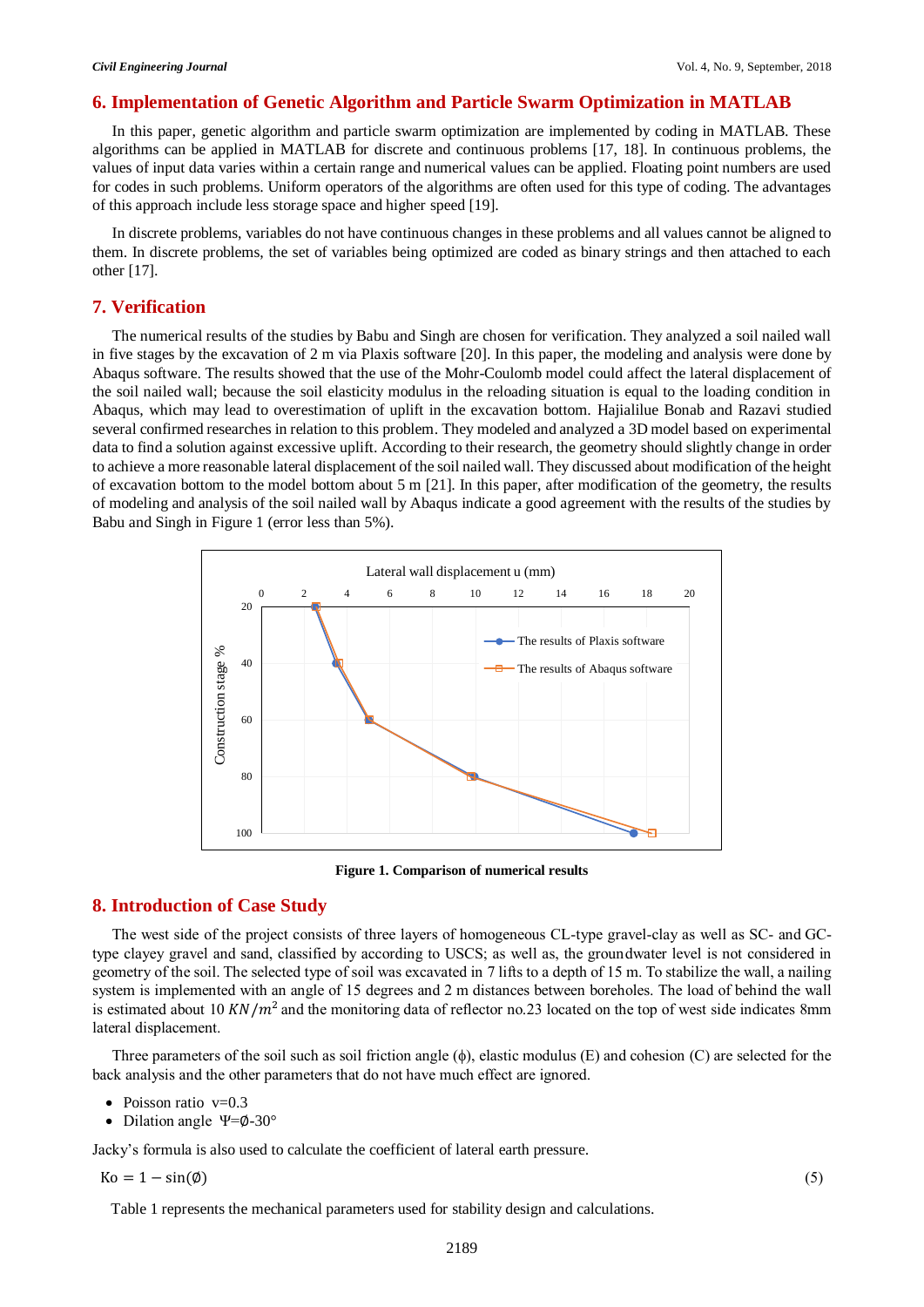## 6. Implementation of Genetic Algorithm and Particle Swarm Optimization in MATLAB

In this paper, genetic algorithm and particle swarm optimization are implemented by coding in MATLAB. These algorithms can be applied in MATLAB for discrete and continuous problems [17, 18]. In continuous problems, the values of input data varies within a certain range and numerical values can be applied. Floating point numbers are used for codes in such problems. Uniform operators of the algorithms are often used for this type of coding. The advantages of this approach include less storage space and higher speed [19].

In discrete problems, variables do not have continuous changes in these problems and all values cannot be aligned to them. In discrete problems, the set of variables being optimized are coded as binary strings and then attached to each other [17].

## 7. Verification

The numerical results of the studies by Babu and Singh are chosen for verification. They analyzed a soil nailed wall in five stages by the excavation of 2 m via Plaxis software [20]. In this paper, the modeling and analysis were done by Abaqus software. The results showed that the use of the Mohr-Coulomb model could affect the lateral displacement of the soil nailed wall; because the soil elasticity modulus in the reloading situation is equal to the loading condition in Abaqus, which may lead to overestimation of uplift in the excavation bottom. Hajialilue Bonab and Razavi studied several confirmed researches in relation to this problem. They modeled and analyzed a 3D model based on experimental data to find a solution against excessive uplift. According to their research, the geometry should slightly change in order to achieve a more reasonable lateral displacement of the soil nailed wall. They discussed about modification of the height of excavation bottom to the model bottom about 5 m [21]. In this paper, after modification of the geometry, the results of modeling and analysis of the soil nailed wall by Abaqus indicate a good agreement with the results of the studies by Babu and Singh in Figure 1 (error less than 5%).

**Figure 1. Comparison of numerical results**

## 8. Introduction of Case Study

The west side of the project consists of three layers of homogeneous CL-type gravel-clay as well as SC- and GC-type clayey gravel and sand, classified by according to USCS; as well as, the groundwater level is not considered in geometry of the soil. The selected type of soil was excavated in 7 lifts to a depth of 15 m. To stabilize the wall, a nailing system is implemented with an angle of 15 degrees and 2 m distances between boreholes. The load of behind the wall is estimated about 10 $KN/m^2$ and the monitoring data of reflector no.23 located on the top of west side indicates 8mm lateral displacement.

Three parameters of the soil such as soil friction angle (ϕ), elastic modulus (E) and cohesion (C) are selected for the back analysis and the other parameters that do not have much effect are ignored.

- Poisson ratio $v=0.3$
- Dilation angle $\Psi=\emptyset-30°$

Jacky's formula is also used to calculate the coefficient of lateral earth pressure.

$$\text{Ko} = 1 - \sin(\emptyset) \tag{5}$$

Table 1 represents the mechanical parameters used for stability design and calculations.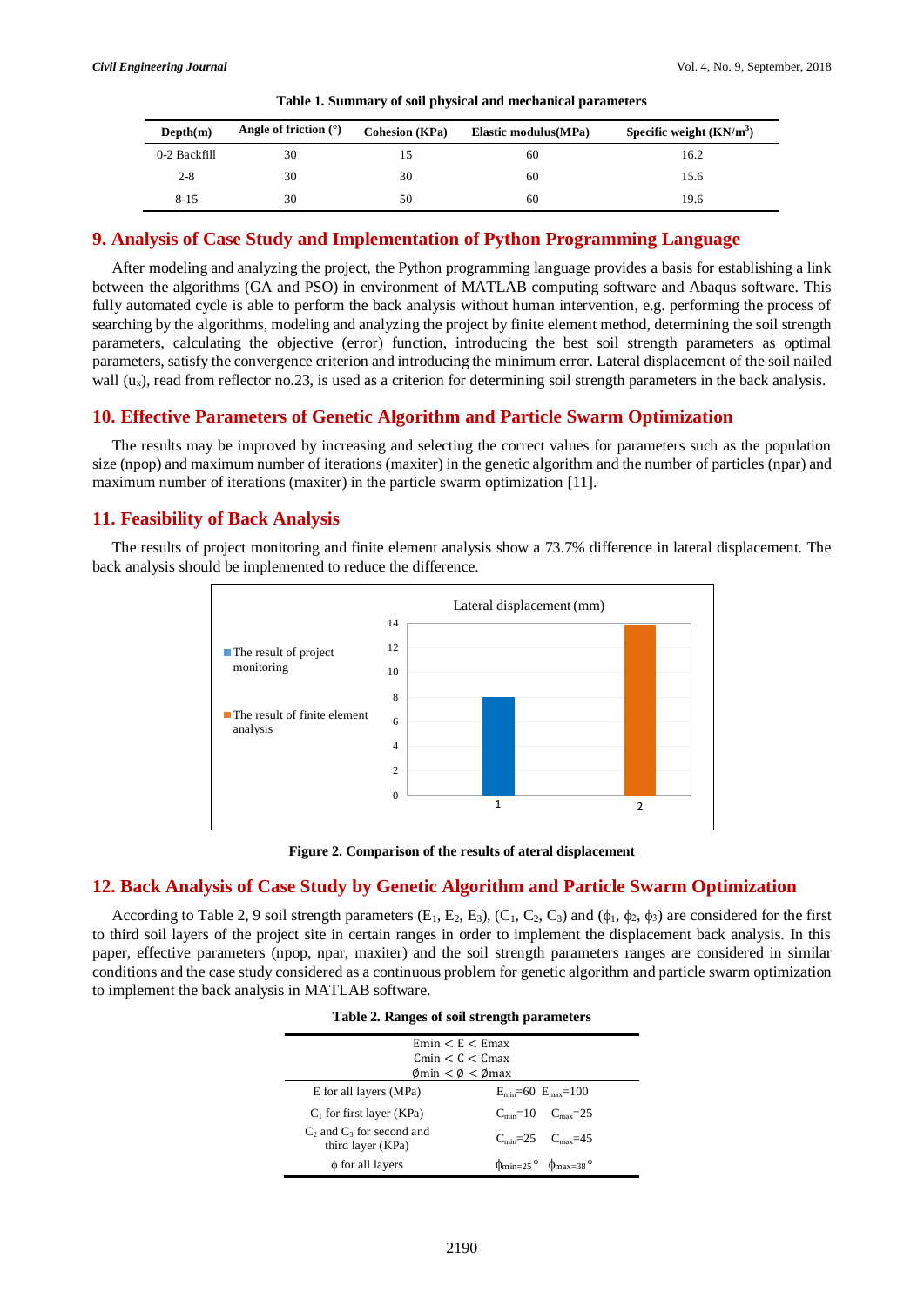**Table 1. Summary of soil physical and mechanical parameters**

| Depth(m) | Angle of friction (°) | Cohesion (KPa) | Elastic modulus(MPa) | Specific weight ($KN/m^3$) |
|---|---|---|---|---|
| 0-2 Backfill | 30 | 15 | 60 | 16.2 |
| 2-8 | 30 | 30 | 60 | 15.6 |
| 8-15 | 30 | 50 | 60 | 19.6 |

## 9. Analysis of Case Study and Implementation of Python Programming Language

After modeling and analyzing the project, the Python programming language provides a basis for establishing a link between the algorithms (GA and PSO) in environment of MATLAB computing software and Abaqus software. This fully automated cycle is able to perform the back analysis without human intervention, e.g. performing the process of searching by the algorithms, modeling and analyzing the project by finite element method, determining the soil strength parameters, calculating the objective (error) function, introducing the best soil strength parameters as optimal parameters, satisfy the convergence criterion and introducing the minimum error. Lateral displacement of the soil nailed wall ($u_x$), read from reflector no.23, is used as a criterion for determining soil strength parameters in the back analysis.

## 10. Effective Parameters of Genetic Algorithm and Particle Swarm Optimization

The results may be improved by increasing and selecting the correct values for parameters such as the population size (npop) and maximum number of iterations (maxiter) in the genetic algorithm and the number of particles (npar) and maximum number of iterations (maxiter) in the particle swarm optimization [11].

## 11. Feasibility of Back Analysis

The results of project monitoring and finite element analysis show a 73.7% difference in lateral displacement. The back analysis should be implemented to reduce the difference.

**Figure 2. Comparison of the results of ateral displacement**

## 12. Back Analysis of Case Study by Genetic Algorithm and Particle Swarm Optimization

According to Table 2, 9 soil strength parameters ($E_1$, $E_2$, $E_3$), ($C_1$, $C_2$, $C_3$) and ($\phi_1$, $\phi_2$, $\phi_3$) are considered for the first to third soil layers of the project site in certain ranges in order to implement the displacement back analysis. In this paper, effective parameters (npop, npar, maxiter) and the soil strength parameters ranges are considered in similar conditions and the case study considered as a continuous problem for genetic algorithm and particle swarm optimization to implement the back analysis in MATLAB software.

**Table 2. Ranges of soil strength parameters**

| $E_{min} < E < E_{max}$<br>$C_{min} < C < C_{max}$<br>$\emptyset_{min} < \emptyset < \emptyset_{max}$ | |
|---|---|
| E for all layers (MPa) | $E_{min}=60$ $E_{max}=100$ |
| $C_1$ for first layer (KPa) | $C_{min}=10$ $C_{max}=25$ |
| $C_2$ and $C_3$ for second and third layer (KPa) | $C_{min}=25$ $C_{max}=45$ |
| $\phi$ for all layers | $\phi_{min=25}{}^{o}$ $\phi_{max=38}{}^{o}$ |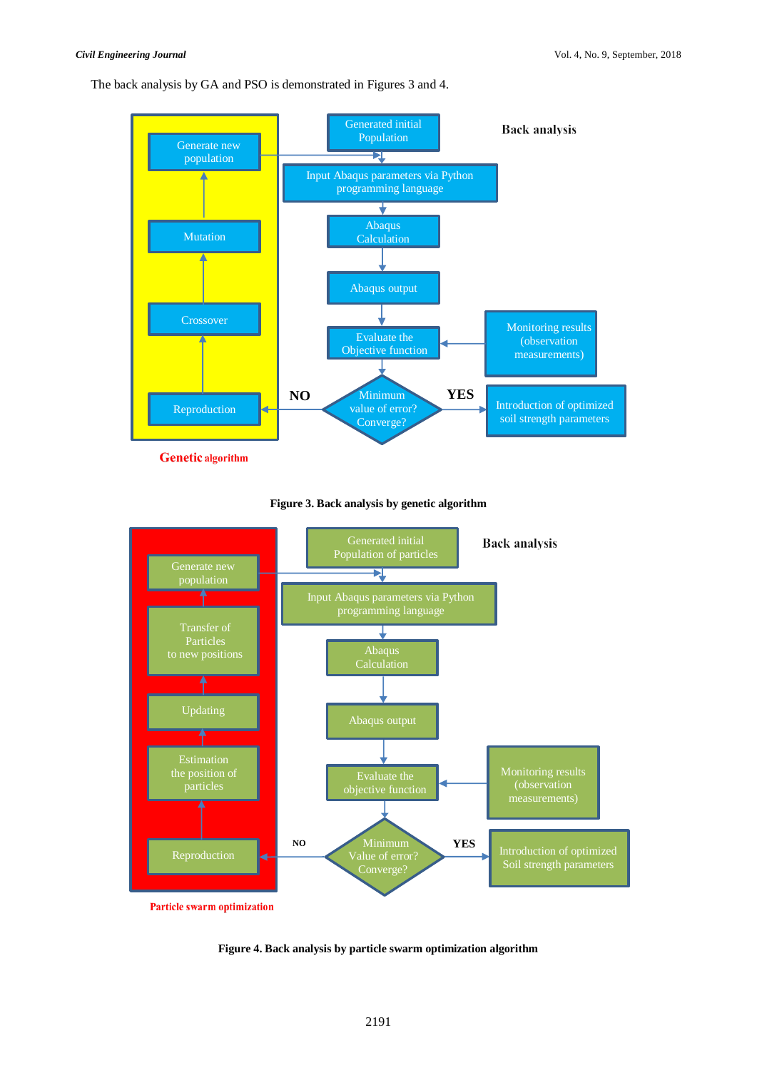The back analysis by GA and PSO is demonstrated in Figures 3 and 4.

**Figure 3. Back analysis by genetic algorithm**

**Figure 4. Back analysis by particle swarm optimization algorithm**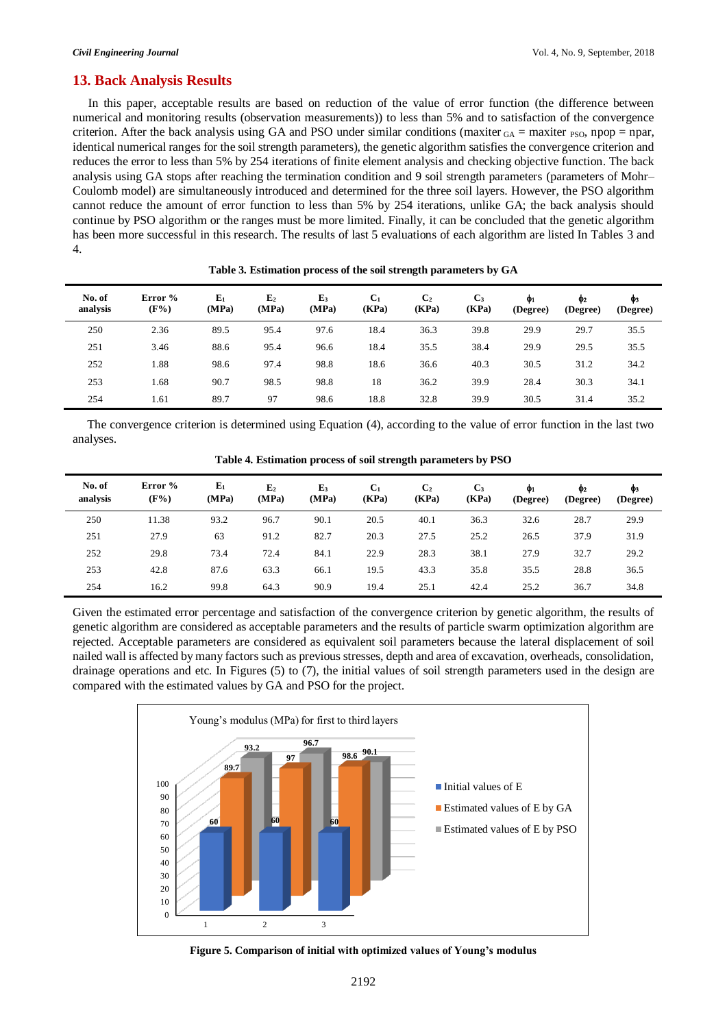## 13. Back Analysis Results

In this paper, acceptable results are based on reduction of the value of error function (the difference between numerical and monitoring results (observation measurements)) to less than 5% and to satisfaction of the convergence criterion. After the back analysis using GA and PSO under similar conditions ($maxiter_{GA} = maxiter_{PSO}$, npop = npar, identical numerical ranges for the soil strength parameters), the genetic algorithm satisfies the convergence criterion and reduces the error to less than 5% by 254 iterations of finite element analysis and checking objective function. The back analysis using GA stops after reaching the termination condition and 9 soil strength parameters (parameters of Mohr–Coulomb model) are simultaneously introduced and determined for the three soil layers. However, the PSO algorithm cannot reduce the amount of error function to less than 5% by 254 iterations, unlike GA; the back analysis should continue by PSO algorithm or the ranges must be more limited. Finally, it can be concluded that the genetic algorithm has been more successful in this research. The results of last 5 evaluations of each algorithm are listed In Tables 3 and 4.

**Table 3. Estimation process of the soil strength parameters by GA**

| No. of analysis | Error % (F%) | $E_1$ (MPa) | $E_2$ (MPa) | $E_3$ (MPa) | $C_1$ (KPa) | $C_2$ (KPa) | $C_3$ (KPa) | $\phi_1$ (Degree) | $\phi_2$ (Degree) | $\phi_3$ (Degree) |
|---|---|---|---|---|---|---|---|---|---|---|
| 250 | 2.36 | 89.5 | 95.4 | 97.6 | 18.4 | 36.3 | 39.8 | 29.9 | 29.7 | 35.5 |
| 251 | 3.46 | 88.6 | 95.4 | 96.6 | 18.4 | 35.5 | 38.4 | 29.9 | 29.5 | 35.5 |
| 252 | 1.88 | 98.6 | 97.4 | 98.8 | 18.6 | 36.6 | 40.3 | 30.5 | 31.2 | 34.2 |
| 253 | 1.68 | 90.7 | 98.5 | 98.8 | 18 | 36.2 | 39.9 | 28.4 | 30.3 | 34.1 |
| 254 | 1.61 | 89.7 | 97 | 98.6 | 18.8 | 32.8 | 39.9 | 30.5 | 31.4 | 35.2 |

The convergence criterion is determined using Equation (4), according to the value of error function in the last two analyses.

**Table 4. Estimation process of soil strength parameters by PSO**

| No. of analysis | Error % (F%) | $E_1$ (MPa) | $E_2$ (MPa) | $E_3$ (MPa) | $C_1$ (KPa) | $C_2$ (KPa) | $C_3$ (KPa) | $\phi_1$ (Degree) | $\phi_2$ (Degree) | $\phi_3$ (Degree) |
|---|---|---|---|---|---|---|---|---|---|---|
| 250 | 11.38 | 93.2 | 96.7 | 90.1 | 20.5 | 40.1 | 36.3 | 32.6 | 28.7 | 29.9 |
| 251 | 27.9 | 63 | 91.2 | 82.7 | 20.3 | 27.5 | 25.2 | 26.5 | 37.9 | 31.9 |
| 252 | 29.8 | 73.4 | 72.4 | 84.1 | 22.9 | 28.3 | 38.1 | 27.9 | 32.7 | 29.2 |
| 253 | 42.8 | 87.6 | 63.3 | 66.1 | 19.5 | 43.3 | 35.8 | 35.5 | 28.8 | 36.5 |
| 254 | 16.2 | 99.8 | 64.3 | 90.9 | 19.4 | 25.1 | 42.4 | 25.2 | 36.7 | 34.8 |

Given the estimated error percentage and satisfaction of the convergence criterion by genetic algorithm, the results of genetic algorithm are considered as acceptable parameters and the results of particle swarm optimization algorithm are rejected. Acceptable parameters are considered as equivalent soil parameters because the lateral displacement of soil nailed wall is affected by many factors such as previous stresses, depth and area of excavation, overheads, consolidation, drainage operations and etc. In Figures (5) to (7), the initial values of soil strength parameters used in the design are compared with the estimated values by GA and PSO for the project.

**Figure 5. Comparison of initial with optimized values of Young's modulus**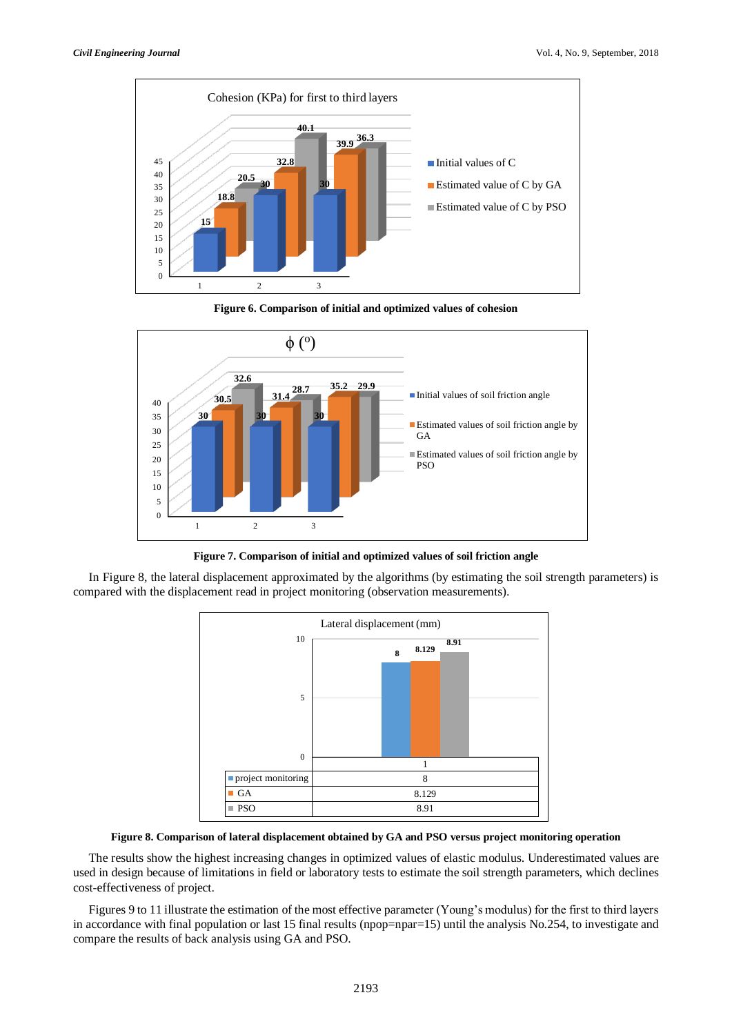**Figure 6. Comparison of initial and optimized values of cohesion**

**Figure 7. Comparison of initial and optimized values of soil friction angle**

In Figure 8, the lateral displacement approximated by the algorithms (by estimating the soil strength parameters) is compared with the displacement read in project monitoring (observation measurements).

| | 1 |
|---|---|
| project monitoring | 8 |
| GA | 8.129 |
| PSO | 8.91 |

**Figure 8. Comparison of lateral displacement obtained by GA and PSO versus project monitoring operation**

The results show the highest increasing changes in optimized values of elastic modulus. Underestimated values are used in design because of limitations in field or laboratory tests to estimate the soil strength parameters, which declines cost-effectiveness of project.

Figures 9 to 11 illustrate the estimation of the most effective parameter (Young's modulus) for the first to third layers in accordance with final population or last 15 final results (npop=npar=15) until the analysis No.254, to investigate and compare the results of back analysis using GA and PSO.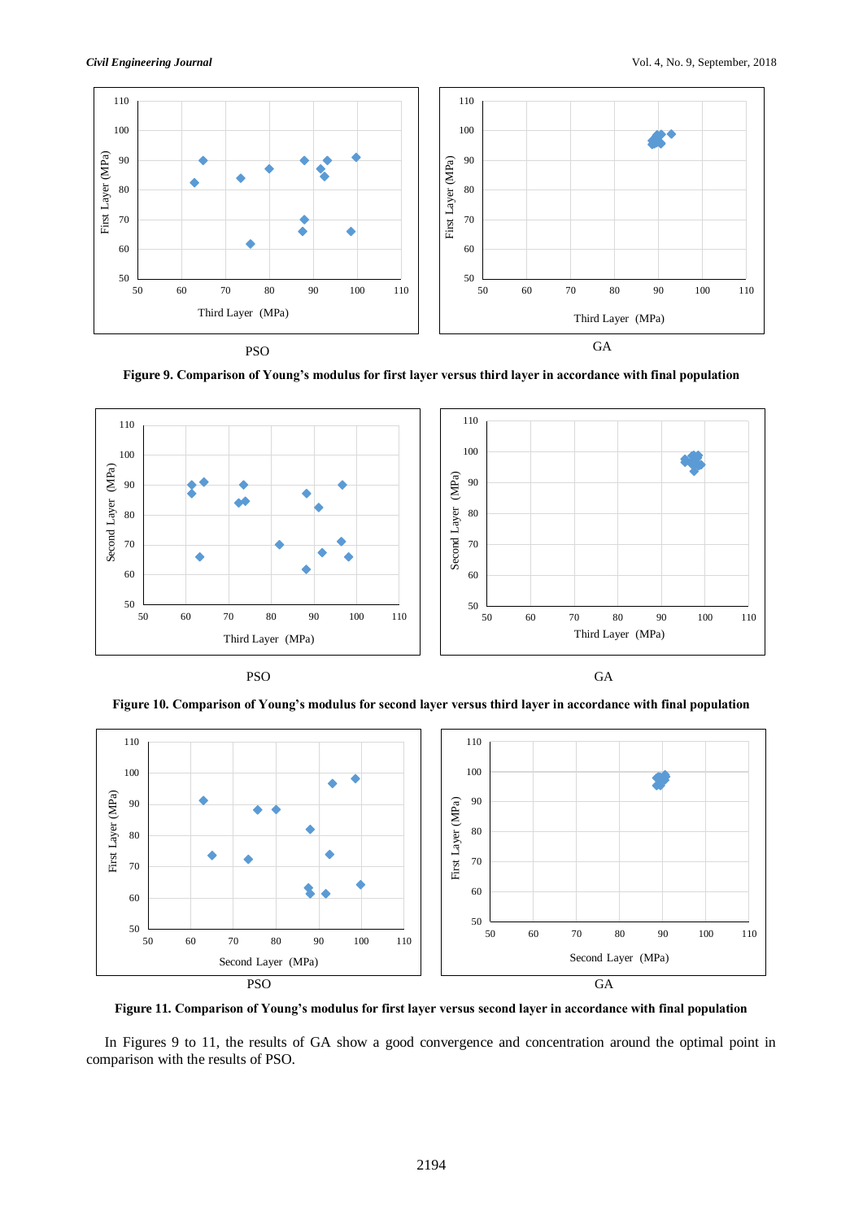PSO GA

**Figure 9. Comparison of Young's modulus for first layer versus third layer in accordance with final population**

PSO GA

**Figure 10. Comparison of Young's modulus for second layer versus third layer in accordance with final population**

PSO GA

**Figure 11. Comparison of Young's modulus for first layer versus second layer in accordance with final population**

In Figures 9 to 11, the results of GA show a good convergence and concentration around the optimal point in comparison with the results of PSO.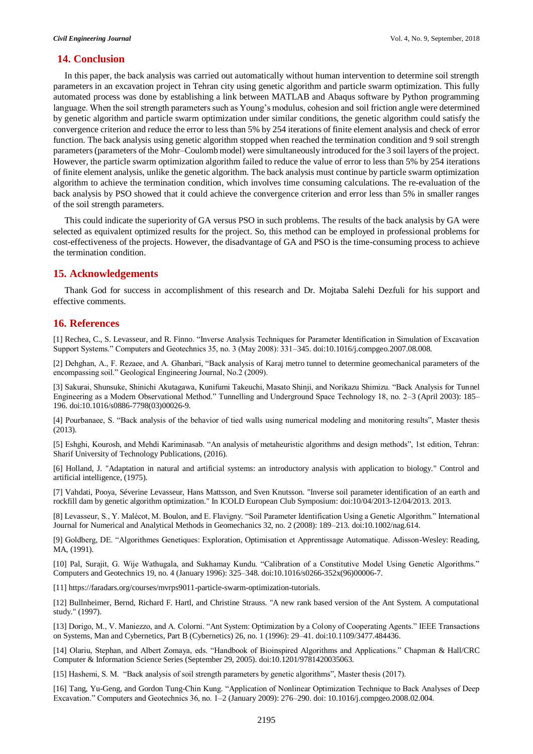## 14. Conclusion

In this paper, the back analysis was carried out automatically without human intervention to determine soil strength parameters in an excavation project in Tehran city using genetic algorithm and particle swarm optimization. This fully automated process was done by establishing a link between MATLAB and Abaqus software by Python programming language. When the soil strength parameters such as Young's modulus, cohesion and soil friction angle were determined by genetic algorithm and particle swarm optimization under similar conditions, the genetic algorithm could satisfy the convergence criterion and reduce the error to less than 5% by 254 iterations of finite element analysis and check of error function. The back analysis using genetic algorithm stopped when reached the termination condition and 9 soil strength parameters (parameters of the Mohr–Coulomb model) were simultaneously introduced for the 3 soil layers of the project. However, the particle swarm optimization algorithm failed to reduce the value of error to less than 5% by 254 iterations of finite element analysis, unlike the genetic algorithm. The back analysis must continue by particle swarm optimization algorithm to achieve the termination condition, which involves time consuming calculations. The re-evaluation of the back analysis by PSO showed that it could achieve the convergence criterion and error less than 5% in smaller ranges of the soil strength parameters.

This could indicate the superiority of GA versus PSO in such problems. The results of the back analysis by GA were selected as equivalent optimized results for the project. So, this method can be employed in professional problems for cost-effectiveness of the projects. However, the disadvantage of GA and PSO is the time-consuming process to achieve the termination condition.

## 15. Acknowledgements

Thank God for success in accomplishment of this research and Dr. Mojtaba Salehi Dezfuli for his support and effective comments.

## 16. References

[1] Rechea, C., S. Levasseur, and R. Finno. "Inverse Analysis Techniques for Parameter Identification in Simulation of Excavation Support Systems." Computers and Geotechnics 35, no. 3 (May 2008): 331–345. doi:10.1016/j.compgeo.2007.08.008.

[2] Dehghan, A., F. Rezaee, and A. Ghanbari, "Back analysis of Karaj metro tunnel to determine geomechanical parameters of the encompassing soil." Geological Engineering Journal, No.2 (2009).

[3] Sakurai, Shunsuke, Shinichi Akutagawa, Kunifumi Takeuchi, Masato Shinji, and Norikazu Shimizu. "Back Analysis for Tunnel Engineering as a Modern Observational Method." Tunnelling and Underground Space Technology 18, no. 2–3 (April 2003): 185–196. doi:10.1016/s0886-7798(03)00026-9.

[4] Pourbanaee, S. "Back analysis of the behavior of tied walls using numerical modeling and monitoring results", Master thesis (2013).

[5] Eshghi, Kourosh, and Mehdi Kariminasab. "An analysis of metaheuristic algorithms and design methods", 1st edition, Tehran: Sharif University of Technology Publications, (2016).

[6] Holland, J. "Adaptation in natural and artificial systems: an introductory analysis with application to biology." Control and artificial intelligence, (1975).

[7] Vahdati, Pooya, Séverine Levasseur, Hans Mattsson, and Sven Knutsson. "Inverse soil parameter identification of an earth and rockfill dam by genetic algorithm optimization." In ICOLD European Club Symposium: doi:10/04/2013-12/04/2013. 2013.

[8] Levasseur, S., Y. Malécot, M. Boulon, and E. Flavigny. "Soil Parameter Identification Using a Genetic Algorithm." International Journal for Numerical and Analytical Methods in Geomechanics 32, no. 2 (2008): 189–213. doi:10.1002/nag.614.

[9] Goldberg, DE. "Algorithmes Genetiques: Exploration, Optimisation et Apprentissage Automatique. Adisson-Wesley: Reading, MA, (1991).

[10] Pal, Surajit, G. Wije Wathugala, and Sukhamay Kundu. "Calibration of a Constitutive Model Using Genetic Algorithms." Computers and Geotechnics 19, no. 4 (January 1996): 325–348. doi:10.1016/s0266-352x(96)00006-7.

[11] https://faradars.org/courses/mvrps9011-particle-swarm-optimization-tutorials.

[12] Bullnheimer, Bernd, Richard F. Hartl, and Christine Strauss. "A new rank based version of the Ant System. A computational study." (1997).

[13] Dorigo, M., V. Maniezzo, and A. Colorni. "Ant System: Optimization by a Colony of Cooperating Agents." IEEE Transactions on Systems, Man and Cybernetics, Part B (Cybernetics) 26, no. 1 (1996): 29–41. doi:10.1109/3477.484436.

[14] Olariu, Stephan, and Albert Zomaya, eds. "Handbook of Bioinspired Algorithms and Applications." Chapman & Hall/CRC Computer & Information Science Series (September 29, 2005). doi:10.1201/9781420035063.

[15] Hashemi, S. M. "Back analysis of soil strength parameters by genetic algorithms", Master thesis (2017).

[16] Tang, Yu-Geng, and Gordon Tung-Chin Kung. "Application of Nonlinear Optimization Technique to Back Analyses of Deep Excavation." Computers and Geotechnics 36, no. 1–2 (January 2009): 276–290. doi: 10.1016/j.compgeo.2008.02.004.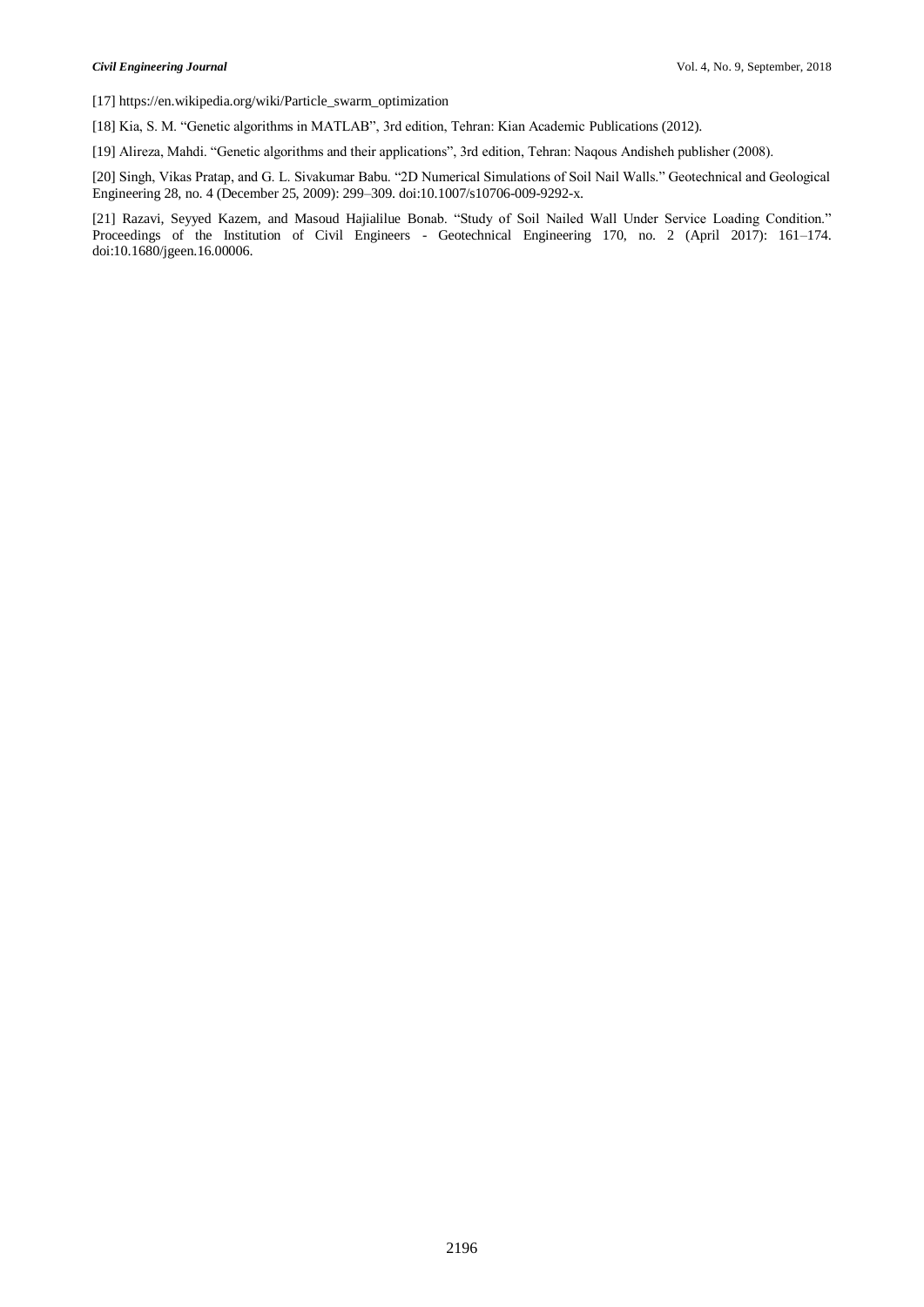[17] https://en.wikipedia.org/wiki/Particle_swarm_optimization

[18] Kia, S. M. "Genetic algorithms in MATLAB", 3rd edition, Tehran: Kian Academic Publications (2012).

[19] Alireza, Mahdi. "Genetic algorithms and their applications", 3rd edition, Tehran: Naqous Andisheh publisher (2008).

[20] Singh, Vikas Pratap, and G. L. Sivakumar Babu. "2D Numerical Simulations of Soil Nail Walls." Geotechnical and Geological Engineering 28, no. 4 (December 25, 2009): 299–309. doi:10.1007/s10706-009-9292-x.

[21] Razavi, Seyyed Kazem, and Masoud Hajialilue Bonab. "Study of Soil Nailed Wall Under Service Loading Condition." Proceedings of the Institution of Civil Engineers - Geotechnical Engineering 170, no. 2 (April 2017): 161–174. doi:10.1680/jgeen.16.00006.